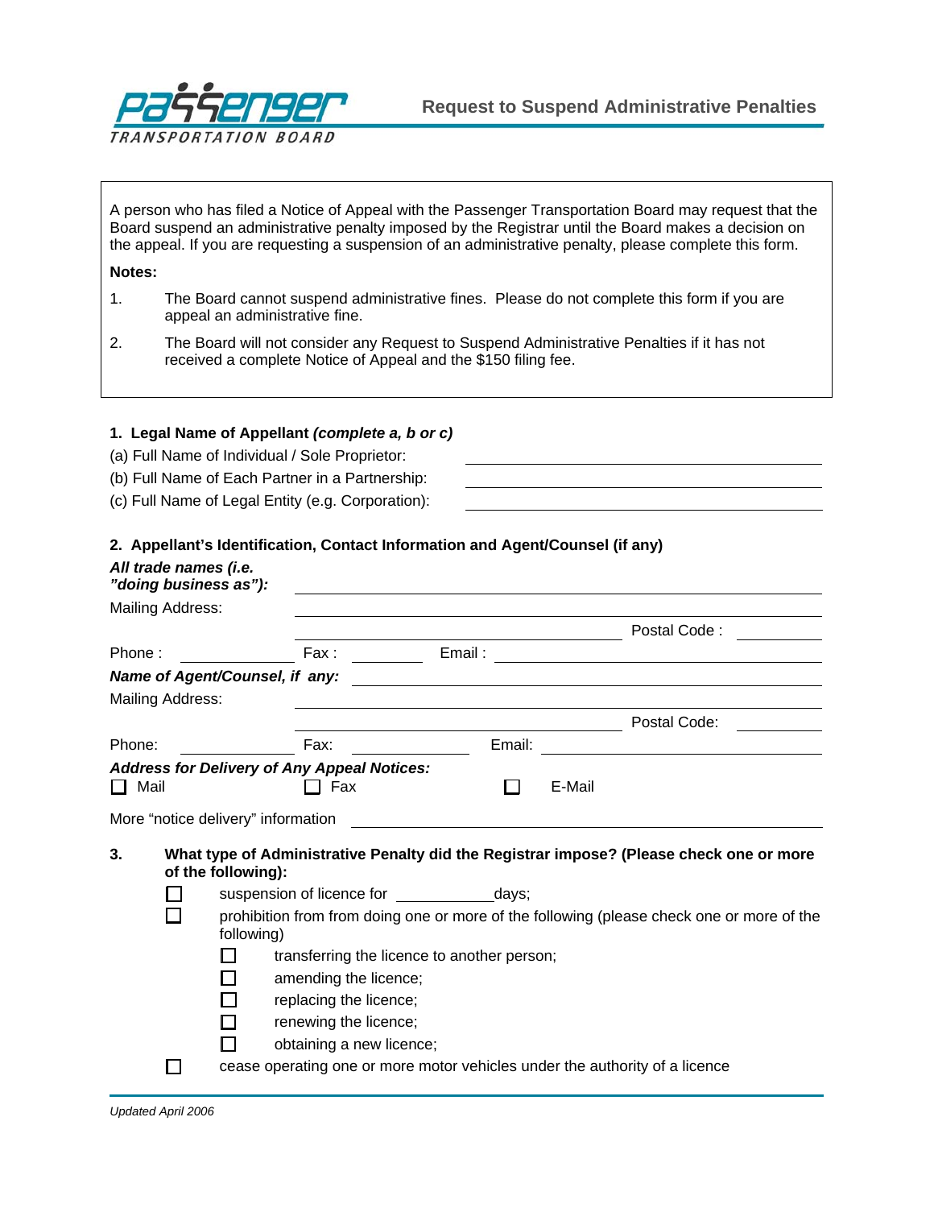Passenger Transportation Board

# Request to Suspend Administrative Penalties

A person who has filed a Notice of Appeal with the Passenger Transportation Board may request that the Board suspend an administrative penalty imposed by the Registrar until the Board makes a decision on the appeal. If you are requesting a suspension of an administrative penalty, please complete this form.

**Notes:**

1. The Board cannot suspend administrative fines. Please do not complete this form if you are appeal an administrative fine.
2. The Board will not consider any Request to Suspend Administrative Penalties if it has not received a complete Notice of Appeal and the $150 filing fee.

**1. Legal Name of Appellant *(complete a, b or c)***

(a) Full Name of Individual / Sole Proprietor: ______________________

(b) Full Name of Each Partner in a Partnership: ______________________

(c) Full Name of Legal Entity (e.g. Corporation): ______________________

**2. Appellant's Identification, Contact Information and Agent/Counsel (if any)**

***All trade names (i.e. "doing business as"):*** ______________________

Mailing Address: ______________________

______________________ Postal Code : __________

Phone : __________ Fax : __________ Email : __________

***Name of Agent/Counsel, if any:*** ______________________

Mailing Address: ______________________

______________________ Postal Code: __________

Phone: __________ Fax: __________ Email: __________

***Address for Delivery of Any Appeal Notices:***

☐ Mail ☐ Fax ☐ E-Mail

More "notice delivery" information ______________________

**3. What type of Administrative Penalty did the Registrar impose? (Please check one or more of the following):**

- ☐ suspension of licence for __________ days;
- ☐ prohibition from from doing one or more of the following (please check one or more of the following)
  - ☐ transferring the licence to another person;
  - ☐ amending the licence;
  - ☐ replacing the licence;
  - ☐ renewing the licence;
  - ☐ obtaining a new licence;
- ☐ cease operating one or more motor vehicles under the authority of a licence

*Updated April 2006*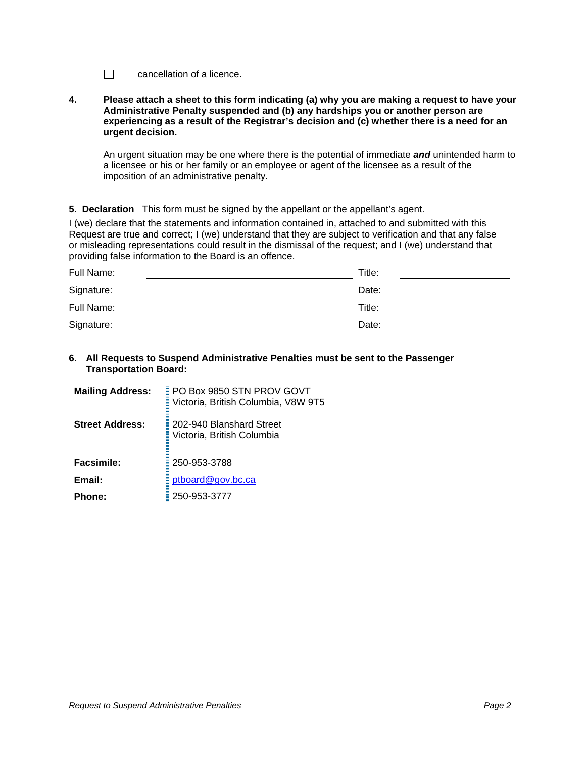☐ cancellation of a licence.

**4. Please attach a sheet to this form indicating (a) why you are making a request to have your Administrative Penalty suspended and (b) any hardships you or another person are experiencing as a result of the Registrar's decision and (c) whether there is a need for an urgent decision.**

An urgent situation may be one where there is the potential of immediate ***and*** unintended harm to a licensee or his or her family or an employee or agent of the licensee as a result of the imposition of an administrative penalty.

**5. Declaration** This form must be signed by the appellant or the appellant's agent.

I (we) declare that the statements and information contained in, attached to and submitted with this Request are true and correct; I (we) understand that they are subject to verification and that any false or misleading representations could result in the dismissal of the request; and I (we) understand that providing false information to the Board is an offence.

| | | | |
|---|---|---|---|
| Full Name: | | Title: | |
| Signature: | | Date: | |
| Full Name: | | Title: | |
| Signature: | | Date: | |

**6. All Requests to Suspend Administrative Penalties must be sent to the Passenger Transportation Board:**

| | |
|---|---|
| **Mailing Address:** | PO Box 9850 STN PROV GOVT<br>Victoria, British Columbia, V8W 9T5 |
| **Street Address:** | 202-940 Blanshard Street<br>Victoria, British Columbia |
| **Facsimile:** | 250-953-3788 |
| **Email:** | ptboard@gov.bc.ca |
| **Phone:** | 250-953-3777 |